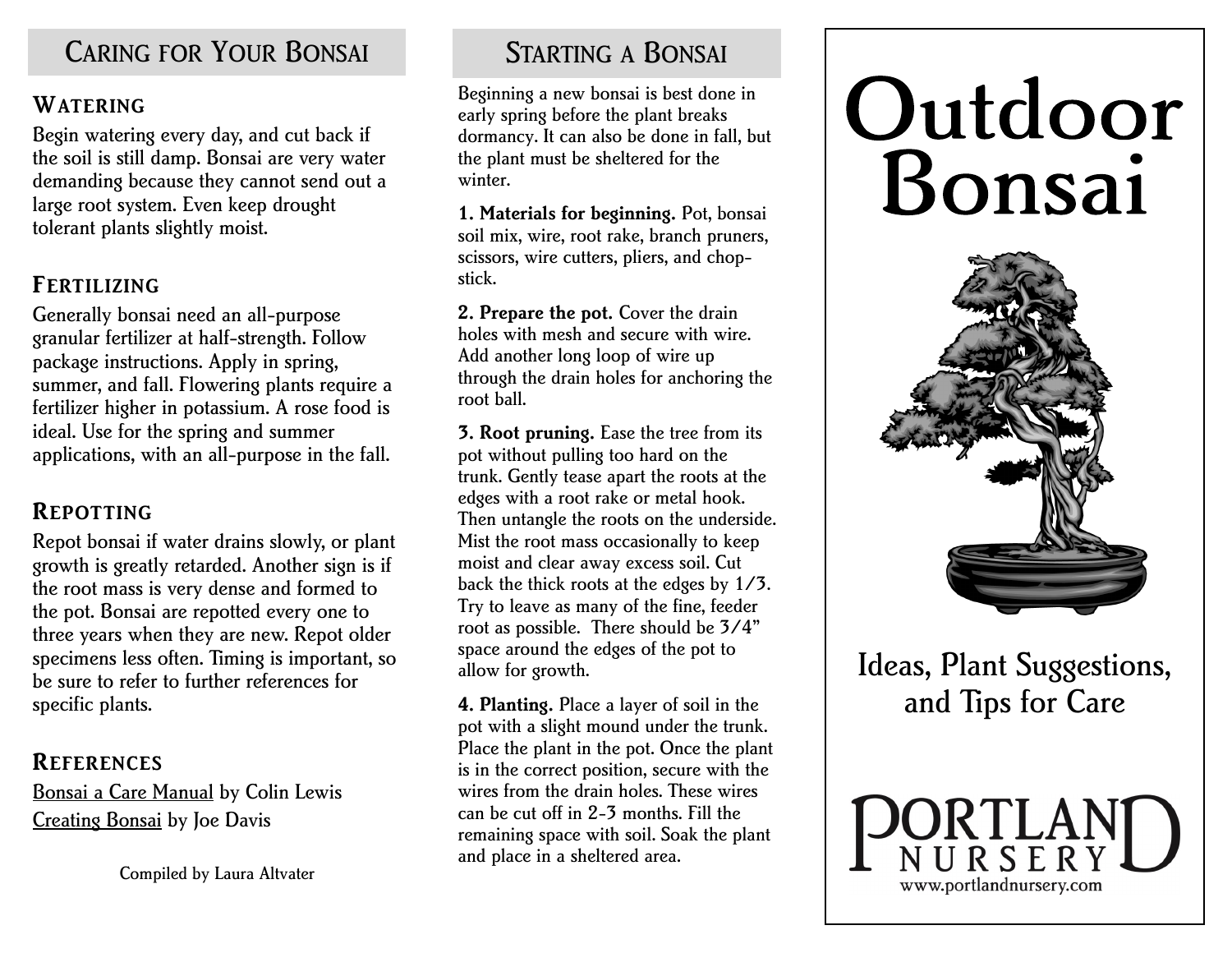## Caring for Your Bonsai

### Watering

Begin watering every day, and cut back if the soil is still damp. Bonsai are very water demanding because they cannot send out a large root system. Even keep drought tolerant plants slightly moist.

### Fertilizing

Generally bonsai need an all-purpose granular fertilizer at half-strength. Follow package instructions. Apply in spring, summer, and fall. Flowering plants require a fertilizer higher in potassium. A rose food is ideal. Use for the spring and summer applications, with an all-purpose in the fall.

### Repotting

Repot bonsai if water drains slowly, or plant growth is greatly retarded. Another sign is if the root mass is very dense and formed to the pot. Bonsai are repotted every one to three years when they are new. Repot older specimens less often. Timing is important, so be sure to refer to further references for specific plants.

### References

Bonsai a Care Manual by Colin Lewis
Creating Bonsai by Joe Davis

Compiled by Laura Altvater

## Starting a Bonsai

Beginning a new bonsai is best done in early spring before the plant breaks dormancy. It can also be done in fall, but the plant must be sheltered for the winter.

**1. Materials for beginning.** Pot, bonsai soil mix, wire, root rake, branch pruners, scissors, wire cutters, pliers, and chop-stick.

**2. Prepare the pot.** Cover the drain holes with mesh and secure with wire. Add another long loop of wire up through the drain holes for anchoring the root ball.

**3. Root pruning.** Ease the tree from its pot without pulling too hard on the trunk. Gently tease apart the roots at the edges with a root rake or metal hook. Then untangle the roots on the underside. Mist the root mass occasionally to keep moist and clear away excess soil. Cut back the thick roots at the edges by 1/3. Try to leave as many of the fine, feeder root as possible. There should be 3/4" space around the edges of the pot to allow for growth.

**4. Planting.** Place a layer of soil in the pot with a slight mound under the trunk. Place the plant in the pot. Once the plant is in the correct position, secure with the wires from the drain holes. These wires can be cut off in 2-3 months. Fill the remaining space with soil. Soak the plant and place in a sheltered area.

# Outdoor Bonsai

## Ideas, Plant Suggestions, and Tips for Care

Portland Nursery
www.portlandnursery.com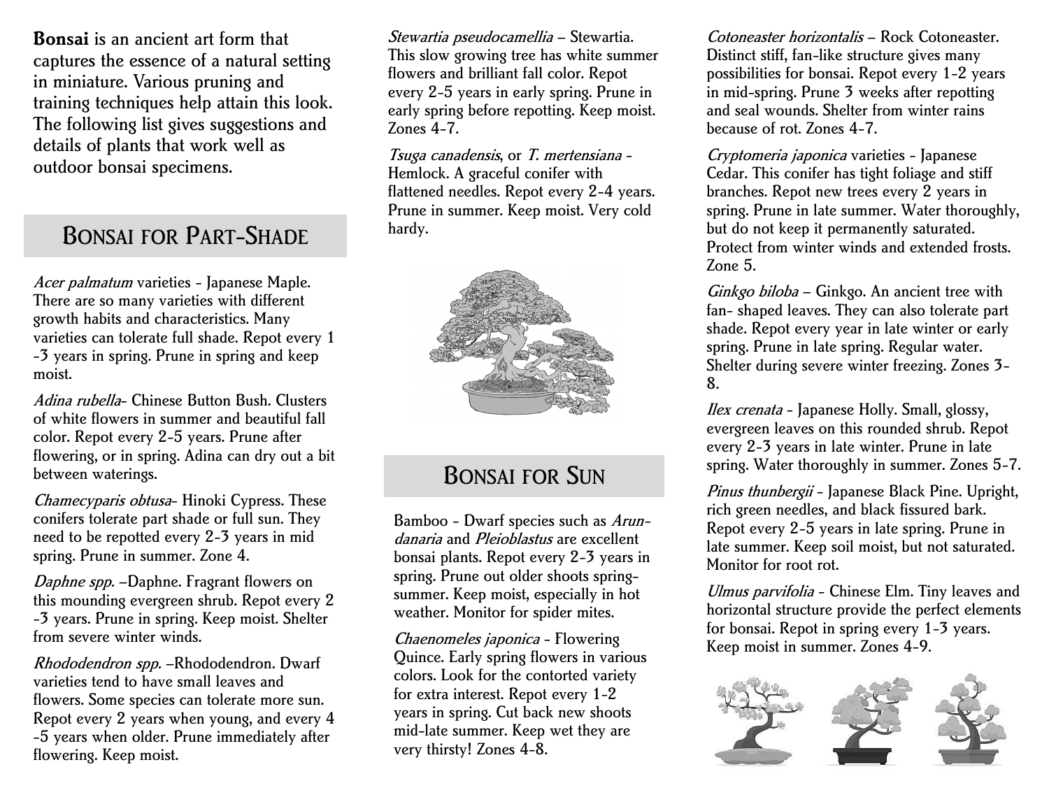**Bonsai** is an ancient art form that captures the essence of a natural setting in miniature. Various pruning and training techniques help attain this look. The following list gives suggestions and details of plants that work well as outdoor bonsai specimens.

## BONSAI FOR PART-SHADE

*Acer palmatum* varieties - Japanese Maple. There are so many varieties with different growth habits and characteristics. Many varieties can tolerate full shade. Repot every 1 -3 years in spring. Prune in spring and keep moist.

*Adina rubella*- Chinese Button Bush. Clusters of white flowers in summer and beautiful fall color. Repot every 2-5 years. Prune after flowering, or in spring. Adina can dry out a bit between waterings.

*Chamecyparis obtusa*- Hinoki Cypress. These conifers tolerate part shade or full sun. They need to be repotted every 2-3 years in mid spring. Prune in summer. Zone 4.

*Daphne spp.* –Daphne. Fragrant flowers on this mounding evergreen shrub. Repot every 2 -3 years. Prune in spring. Keep moist. Shelter from severe winter winds.

*Rhododendron spp.* –Rhododendron. Dwarf varieties tend to have small leaves and flowers. Some species can tolerate more sun. Repot every 2 years when young, and every 4 -5 years when older. Prune immediately after flowering. Keep moist.

*Stewartia pseudocamellia* – Stewartia. This slow growing tree has white summer flowers and brilliant fall color. Repot every 2-5 years in early spring. Prune in early spring before repotting. Keep moist. Zones 4-7.

*Tsuga canadensis*, or *T. mertensiana* - Hemlock. A graceful conifer with flattened needles. Repot every 2-4 years. Prune in summer. Keep moist. Very cold hardy.

## BONSAI FOR SUN

Bamboo - Dwarf species such as *Arundanaria* and *Pleioblastus* are excellent bonsai plants. Repot every 2-3 years in spring. Prune out older shoots spring-summer. Keep moist, especially in hot weather. Monitor for spider mites.

*Chaenomeles japonica* - Flowering Quince. Early spring flowers in various colors. Look for the contorted variety for extra interest. Repot every 1-2 years in spring. Cut back new shoots mid-late summer. Keep wet they are very thirsty! Zones 4-8.

*Cotoneaster horizontalis* – Rock Cotoneaster. Distinct stiff, fan-like structure gives many possibilities for bonsai. Repot every 1-2 years in mid-spring. Prune 3 weeks after repotting and seal wounds. Shelter from winter rains because of rot. Zones 4-7.

*Cryptomeria japonica* varieties - Japanese Cedar. This conifer has tight foliage and stiff branches. Repot new trees every 2 years in spring. Prune in late summer. Water thoroughly, but do not keep it permanently saturated. Protect from winter winds and extended frosts. Zone 5.

*Ginkgo biloba* – Ginkgo. An ancient tree with fan- shaped leaves. They can also tolerate part shade. Repot every year in late winter or early spring. Prune in late spring. Regular water. Shelter during severe winter freezing. Zones 3-8.

*Ilex crenata* - Japanese Holly. Small, glossy, evergreen leaves on this rounded shrub. Repot every 2-3 years in late winter. Prune in late spring. Water thoroughly in summer. Zones 5-7.

*Pinus thunbergii* - Japanese Black Pine. Upright, rich green needles, and black fissured bark. Repot every 2-5 years in late spring. Prune in late summer. Keep soil moist, but not saturated. Monitor for root rot.

*Ulmus parvifolia* - Chinese Elm. Tiny leaves and horizontal structure provide the perfect elements for bonsai. Repot in spring every 1-3 years. Keep moist in summer. Zones 4-9.